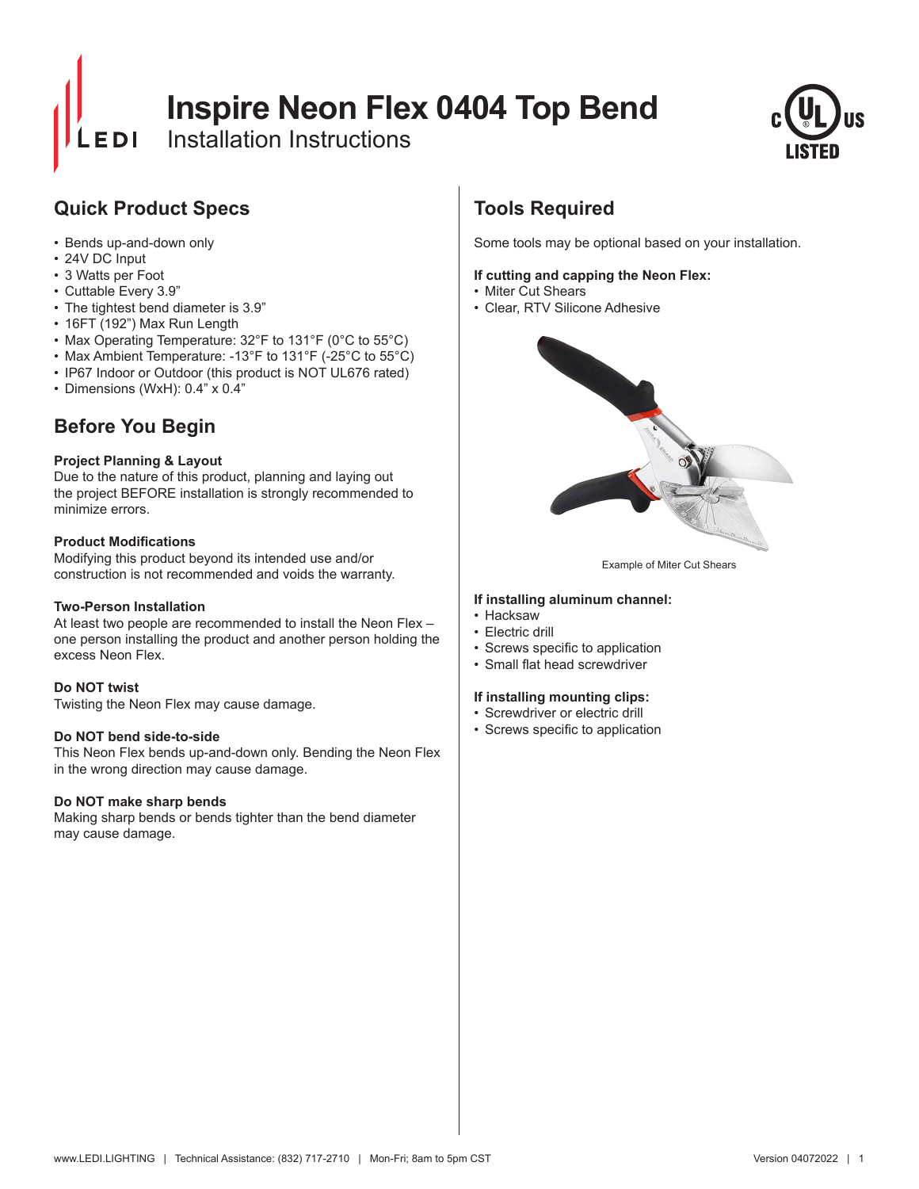# Inspire Neon Flex 0404 Top Bend

Installation Instructions

## Quick Product Specs

- Bends up-and-down only
- 24V DC Input
- 3 Watts per Foot
- Cuttable Every 3.9"
- The tightest bend diameter is 3.9"
- 16FT (192") Max Run Length
- Max Operating Temperature: 32°F to 131°F (0°C to 55°C)
- Max Ambient Temperature: -13°F to 131°F (-25°C to 55°C)
- IP67 Indoor or Outdoor (this product is NOT UL676 rated)
- Dimensions (WxH): 0.4" x 0.4"

## Before You Begin

**Project Planning & Layout**
Due to the nature of this product, planning and laying out the project BEFORE installation is strongly recommended to minimize errors.

**Product Modifications**
Modifying this product beyond its intended use and/or construction is not recommended and voids the warranty.

**Two-Person Installation**
At least two people are recommended to install the Neon Flex – one person installing the product and another person holding the excess Neon Flex.

**Do NOT twist**
Twisting the Neon Flex may cause damage.

**Do NOT bend side-to-side**
This Neon Flex bends up-and-down only. Bending the Neon Flex in the wrong direction may cause damage.

**Do NOT make sharp bends**
Making sharp bends or bends tighter than the bend diameter may cause damage.

## Tools Required

Some tools may be optional based on your installation.

**If cutting and capping the Neon Flex:**
- Miter Cut Shears
- Clear, RTV Silicone Adhesive

Example of Miter Cut Shears

**If installing aluminum channel:**
- Hacksaw
- Electric drill
- Screws specific to application
- Small flat head screwdriver

**If installing mounting clips:**
- Screwdriver or electric drill
- Screws specific to application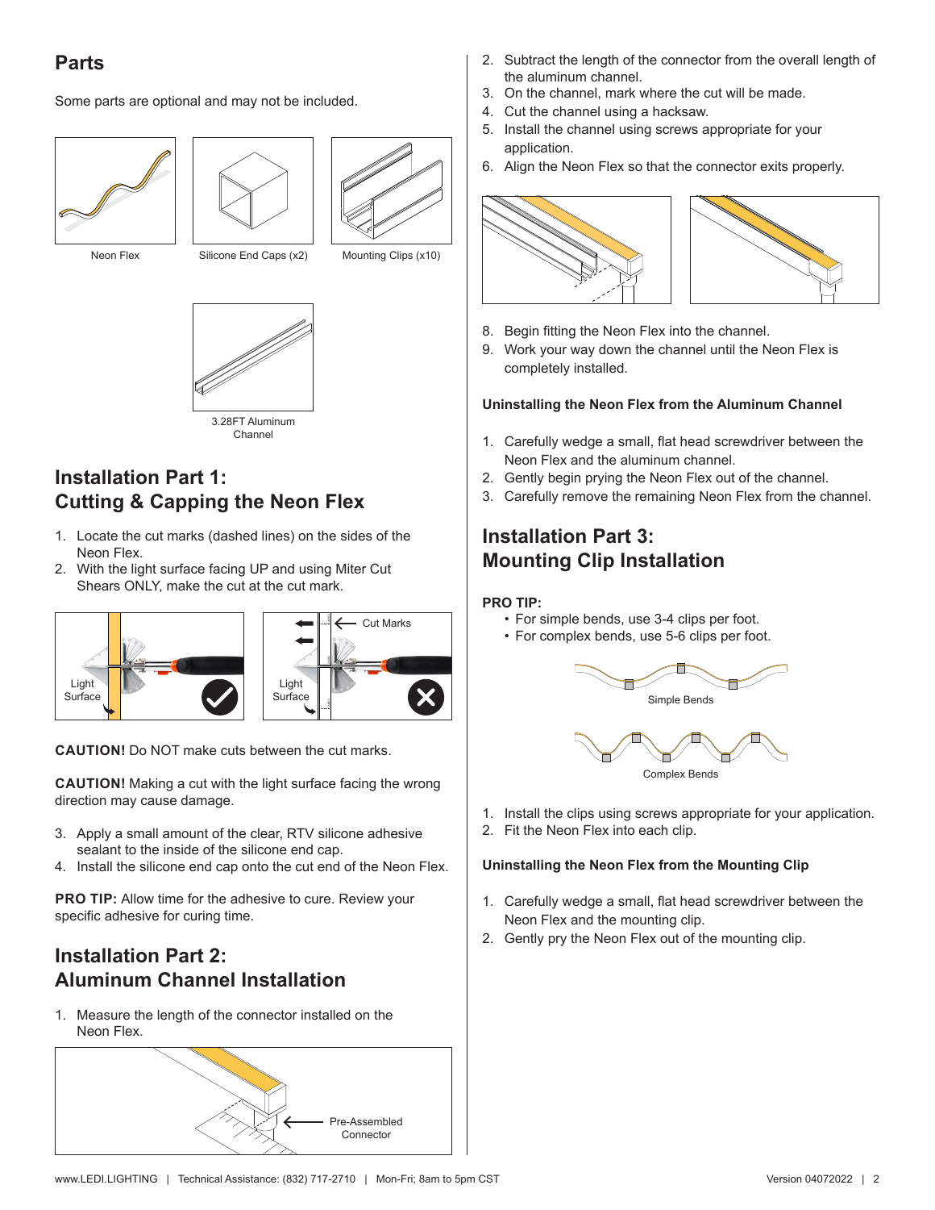## Parts

Some parts are optional and may not be included.

Neon Flex

Silicone End Caps (x2)

Mounting Clips (x10)

3.28FT Aluminum Channel

## Installation Part 1: Cutting & Capping the Neon Flex

1. Locate the cut marks (dashed lines) on the sides of the Neon Flex.
2. With the light surface facing UP and using Miter Cut Shears ONLY, make the cut at the cut mark.

Light Surface

Light Surface

Cut Marks

**CAUTION!** Do NOT make cuts between the cut marks.

**CAUTION!** Making a cut with the light surface facing the wrong direction may cause damage.

3. Apply a small amount of the clear, RTV silicone adhesive sealant to the inside of the silicone end cap.
4. Install the silicone end cap onto the cut end of the Neon Flex.

**PRO TIP:** Allow time for the adhesive to cure. Review your specific adhesive for curing time.

## Installation Part 2: Aluminum Channel Installation

1. Measure the length of the connector installed on the Neon Flex.

Pre-Assembled Connector

2. Subtract the length of the connector from the overall length of the aluminum channel.
3. On the channel, mark where the cut will be made.
4. Cut the channel using a hacksaw.
5. Install the channel using screws appropriate for your application.
6. Align the Neon Flex so that the connector exits properly.

8. Begin fitting the Neon Flex into the channel.
9. Work your way down the channel until the Neon Flex is completely installed.

**Uninstalling the Neon Flex from the Aluminum Channel**

1. Carefully wedge a small, flat head screwdriver between the Neon Flex and the aluminum channel.
2. Gently begin prying the Neon Flex out of the channel.
3. Carefully remove the remaining Neon Flex from the channel.

## Installation Part 3: Mounting Clip Installation

**PRO TIP:**

- For simple bends, use 3-4 clips per foot.
- For complex bends, use 5-6 clips per foot.

Simple Bends

Complex Bends

1. Install the clips using screws appropriate for your application.
2. Fit the Neon Flex into each clip.

**Uninstalling the Neon Flex from the Mounting Clip**

1. Carefully wedge a small, flat head screwdriver between the Neon Flex and the mounting clip.
2. Gently pry the Neon Flex out of the mounting clip.

www.LEDI.LIGHTING | Technical Assistance: (832) 717-2710 | Mon-Fri; 8am to 5pm CST

Version 04072022